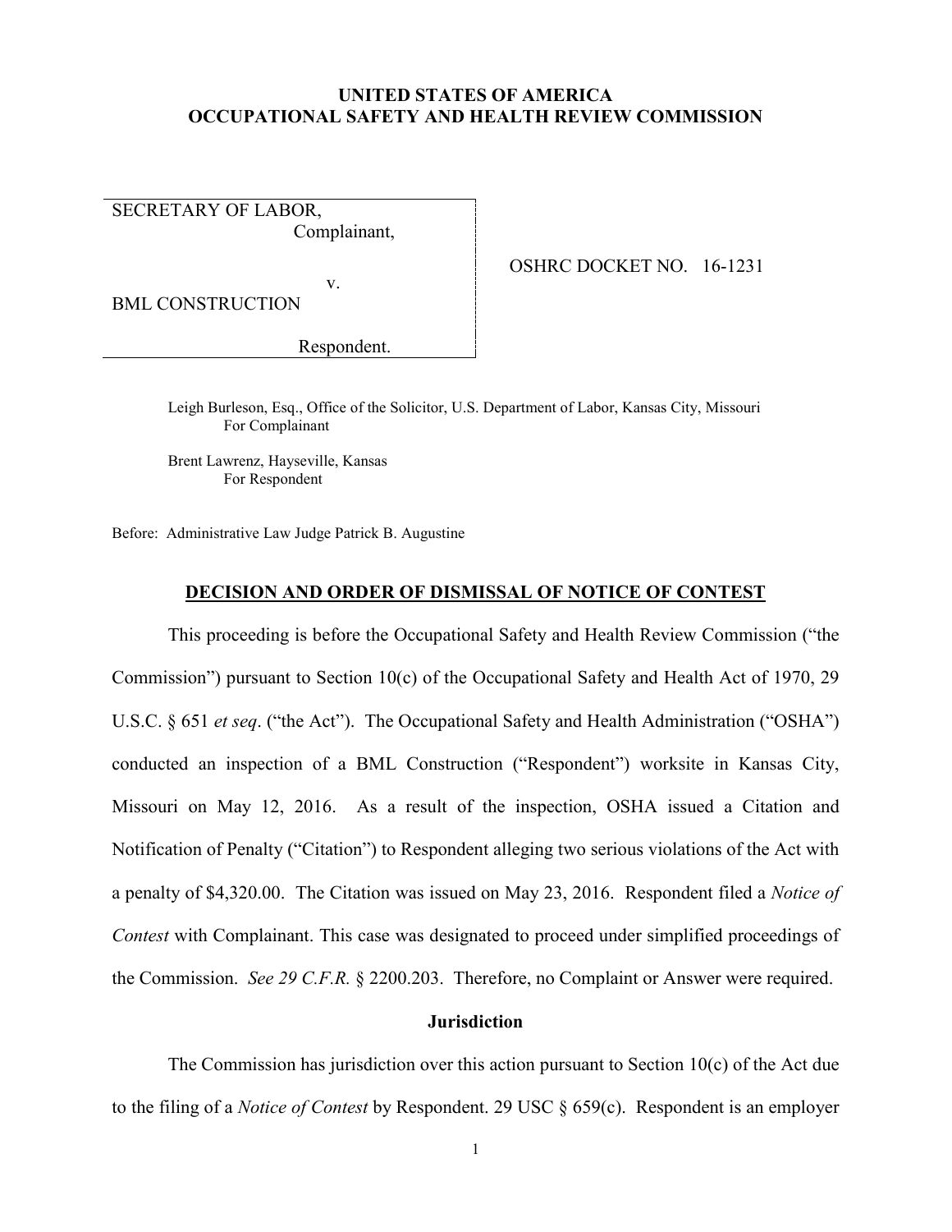**UNITED STATES OF AMERICA**
**OCCUPATIONAL SAFETY AND HEALTH REVIEW COMMISSION**

| | |
|---|---|
| SECRETARY OF LABOR,<br>Complainant,<br><br>v.<br><br>BML CONSTRUCTION<br><br>Respondent. | OSHRC DOCKET NO. 16-1231 |

Leigh Burleson, Esq., Office of the Solicitor, U.S. Department of Labor, Kansas City, Missouri
For Complainant

Brent Lawrenz, Haysville, Kansas
For Respondent

Before: Administrative Law Judge Patrick B. Augustine

## DECISION AND ORDER OF DISMISSAL OF NOTICE OF CONTEST

This proceeding is before the Occupational Safety and Health Review Commission ("the Commission") pursuant to Section 10(c) of the Occupational Safety and Health Act of 1970, 29 U.S.C. § 651 *et seq*. ("the Act"). The Occupational Safety and Health Administration ("OSHA") conducted an inspection of a BML Construction ("Respondent") worksite in Kansas City, Missouri on May 12, 2016. As a result of the inspection, OSHA issued a Citation and Notification of Penalty ("Citation") to Respondent alleging two serious violations of the Act with a penalty of $4,320.00. The Citation was issued on May 23, 2016. Respondent filed a *Notice of Contest* with Complainant. This case was designated to proceed under simplified proceedings of the Commission. *See 29 C.F.R.* § 2200.203. Therefore, no Complaint or Answer were required.

### Jurisdiction

The Commission has jurisdiction over this action pursuant to Section 10(c) of the Act due to the filing of a *Notice of Contest* by Respondent. 29 USC § 659(c). Respondent is an employer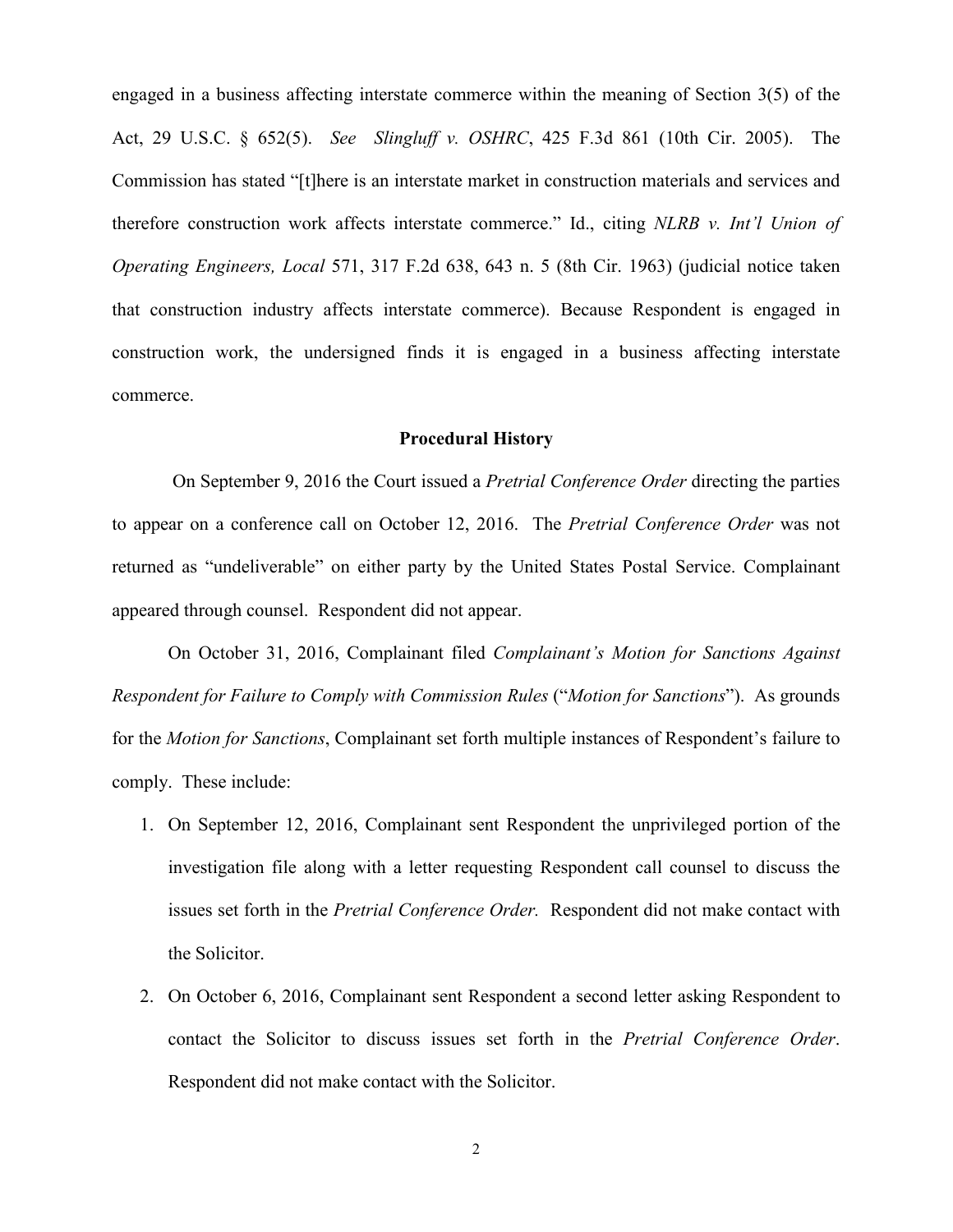engaged in a business affecting interstate commerce within the meaning of Section 3(5) of the Act, 29 U.S.C. § 652(5). *See Slingluff v. OSHRC*, 425 F.3d 861 (10th Cir. 2005). The Commission has stated "[t]here is an interstate market in construction materials and services and therefore construction work affects interstate commerce." Id., citing *NLRB v. Int'l Union of Operating Engineers, Local* 571, 317 F.2d 638, 643 n. 5 (8th Cir. 1963) (judicial notice taken that construction industry affects interstate commerce). Because Respondent is engaged in construction work, the undersigned finds it is engaged in a business affecting interstate commerce.

**Procedural History**

On September 9, 2016 the Court issued a *Pretrial Conference Order* directing the parties to appear on a conference call on October 12, 2016. The *Pretrial Conference Order* was not returned as "undeliverable" on either party by the United States Postal Service. Complainant appeared through counsel. Respondent did not appear.

On October 31, 2016, Complainant filed *Complainant's Motion for Sanctions Against Respondent for Failure to Comply with Commission Rules* ("*Motion for Sanctions*"). As grounds for the *Motion for Sanctions*, Complainant set forth multiple instances of Respondent's failure to comply. These include:

1. On September 12, 2016, Complainant sent Respondent the unprivileged portion of the investigation file along with a letter requesting Respondent call counsel to discuss the issues set forth in the *Pretrial Conference Order.* Respondent did not make contact with the Solicitor.
2. On October 6, 2016, Complainant sent Respondent a second letter asking Respondent to contact the Solicitor to discuss issues set forth in the *Pretrial Conference Order*. Respondent did not make contact with the Solicitor.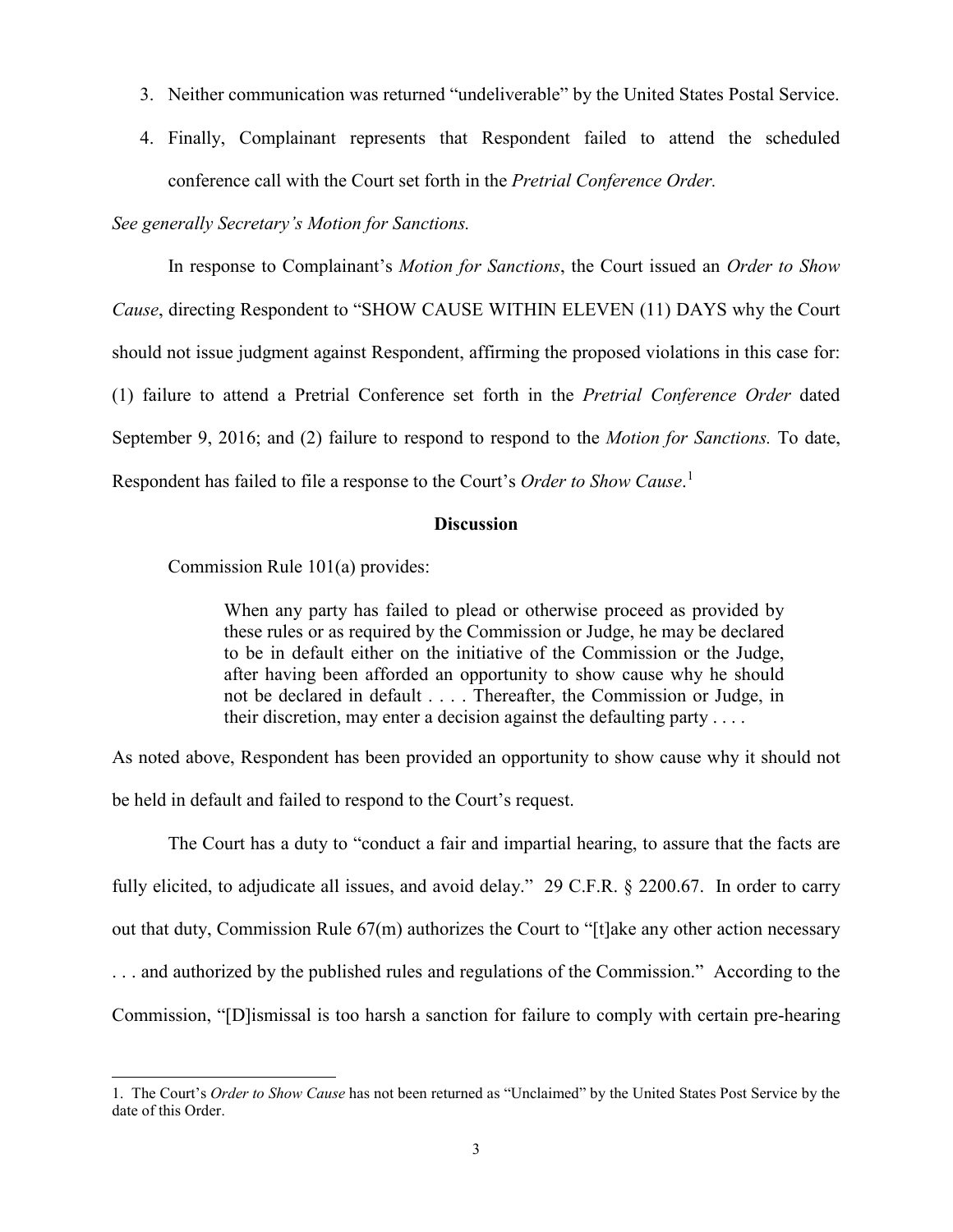3. Neither communication was returned "undeliverable" by the United States Postal Service.
4. Finally, Complainant represents that Respondent failed to attend the scheduled conference call with the Court set forth in the *Pretrial Conference Order.*

*See generally Secretary's Motion for Sanctions.*

In response to Complainant's *Motion for Sanctions*, the Court issued an *Order to Show Cause*, directing Respondent to "SHOW CAUSE WITHIN ELEVEN (11) DAYS why the Court should not issue judgment against Respondent, affirming the proposed violations in this case for: (1) failure to attend a Pretrial Conference set forth in the *Pretrial Conference Order* dated September 9, 2016; and (2) failure to respond to respond to the *Motion for Sanctions.* To date, Respondent has failed to file a response to the Court's *Order to Show Cause*.[1]

**Discussion**

Commission Rule 101(a) provides:

> When any party has failed to plead or otherwise proceed as provided by these rules or as required by the Commission or Judge, he may be declared to be in default either on the initiative of the Commission or the Judge, after having been afforded an opportunity to show cause why he should not be declared in default . . . . Thereafter, the Commission or Judge, in their discretion, may enter a decision against the defaulting party . . . .

As noted above, Respondent has been provided an opportunity to show cause why it should not be held in default and failed to respond to the Court's request.

The Court has a duty to "conduct a fair and impartial hearing, to assure that the facts are fully elicited, to adjudicate all issues, and avoid delay." 29 C.F.R. § 2200.67. In order to carry out that duty, Commission Rule 67(m) authorizes the Court to "[t]ake any other action necessary . . . and authorized by the published rules and regulations of the Commission." According to the Commission, "[D]ismissal is too harsh a sanction for failure to comply with certain pre-hearing

1. The Court's *Order to Show Cause* has not been returned as "Unclaimed" by the United States Post Service by the date of this Order.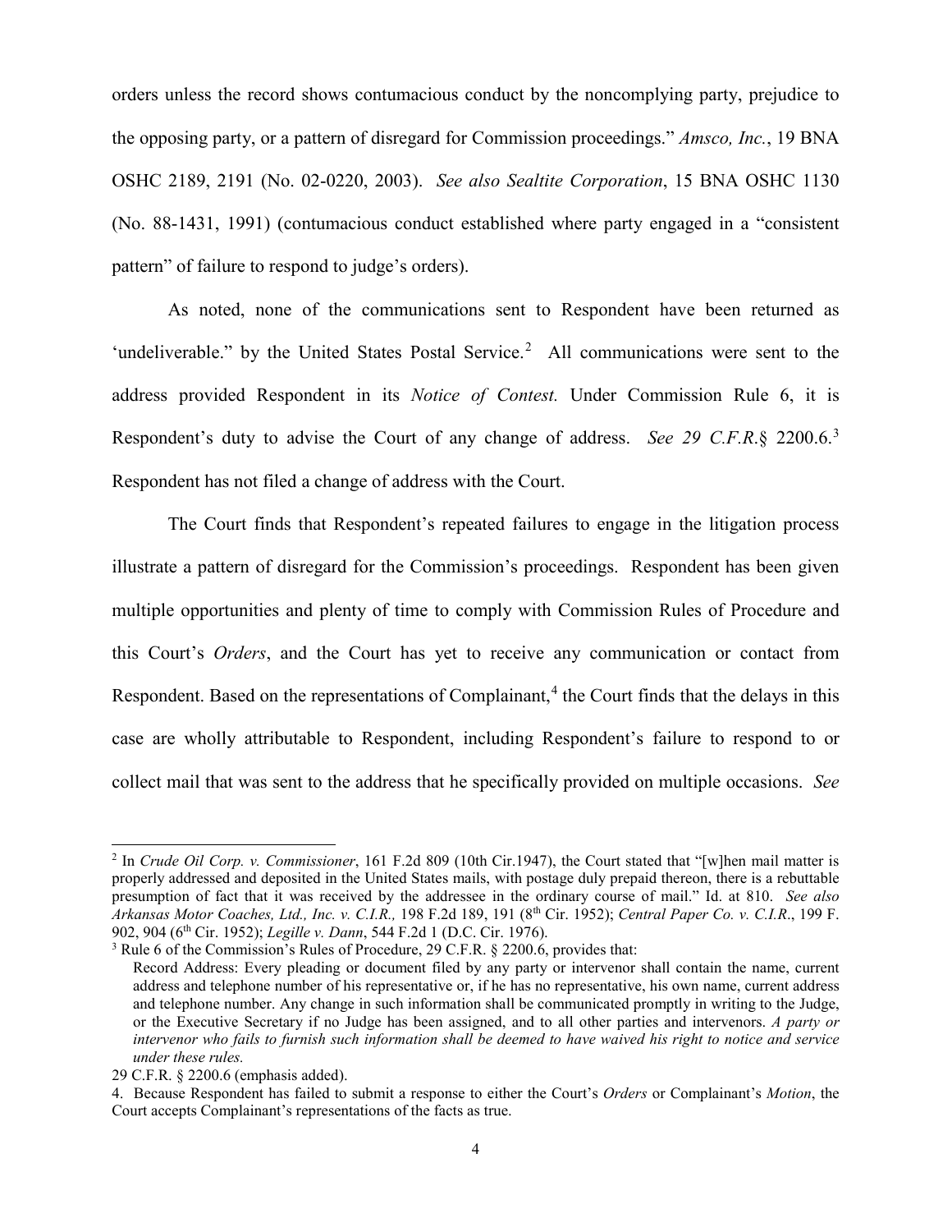orders unless the record shows contumacious conduct by the noncomplying party, prejudice to the opposing party, or a pattern of disregard for Commission proceedings." *Amsco, Inc.*, 19 BNA OSHC 2189, 2191 (No. 02-0220, 2003). *See also Sealtite Corporation*, 15 BNA OSHC 1130 (No. 88-1431, 1991) (contumacious conduct established where party engaged in a "consistent pattern" of failure to respond to judge's orders).

As noted, none of the communications sent to Respondent have been returned as 'undeliverable." by the United States Postal Service.[2] All communications were sent to the address provided Respondent in its *Notice of Contest.* Under Commission Rule 6, it is Respondent's duty to advise the Court of any change of address. *See 29 C.F.R.*§ 2200.6.[3] Respondent has not filed a change of address with the Court.

The Court finds that Respondent's repeated failures to engage in the litigation process illustrate a pattern of disregard for the Commission's proceedings. Respondent has been given multiple opportunities and plenty of time to comply with Commission Rules of Procedure and this Court's *Orders*, and the Court has yet to receive any communication or contact from Respondent. Based on the representations of Complainant,[4] the Court finds that the delays in this case are wholly attributable to Respondent, including Respondent's failure to respond to or collect mail that was sent to the address that he specifically provided on multiple occasions. *See*

---

[2] In *Crude Oil Corp. v. Commissioner*, 161 F.2d 809 (10th Cir.1947), the Court stated that "[w]hen mail matter is properly addressed and deposited in the United States mails, with postage duly prepaid thereon, there is a rebuttable presumption of fact that it was received by the addressee in the ordinary course of mail." Id. at 810. *See also Arkansas Motor Coaches, Ltd., Inc. v. C.I.R.,* 198 F.2d 189, 191 (8th Cir. 1952); *Central Paper Co. v. C.I.R*., 199 F. 902, 904 (6th Cir. 1952); *Legille v. Dann*, 544 F.2d 1 (D.C. Cir. 1976).

[3] Rule 6 of the Commission's Rules of Procedure, 29 C.F.R. § 2200.6, provides that:

> Record Address: Every pleading or document filed by any party or intervenor shall contain the name, current address and telephone number of his representative or, if he has no representative, his own name, current address and telephone number. Any change in such information shall be communicated promptly in writing to the Judge, or the Executive Secretary if no Judge has been assigned, and to all other parties and intervenors. *A party or intervenor who fails to furnish such information shall be deemed to have waived his right to notice and service under these rules.*

29 C.F.R. § 2200.6 (emphasis added).

4. Because Respondent has failed to submit a response to either the Court's *Orders* or Complainant's *Motion*, the Court accepts Complainant's representations of the facts as true.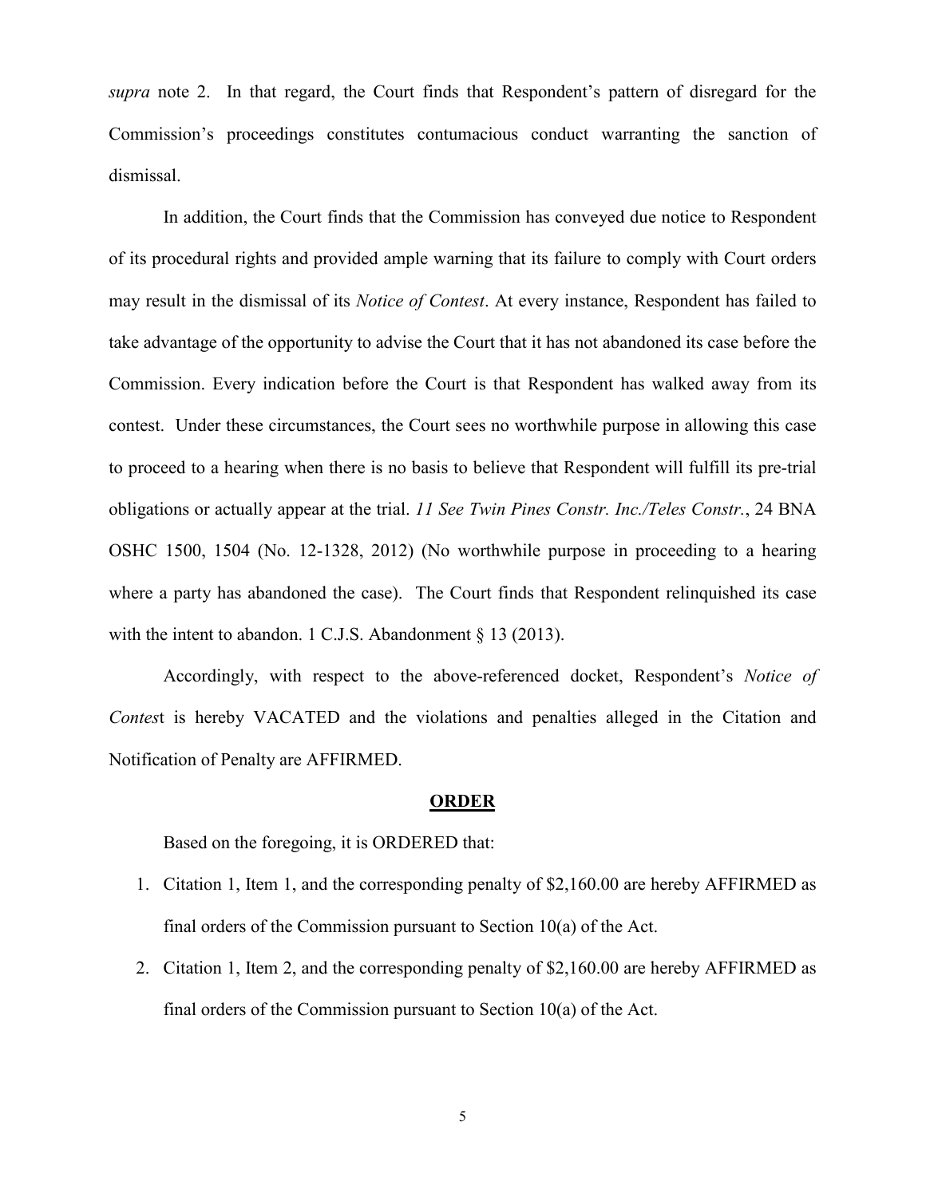*supra* note 2. In that regard, the Court finds that Respondent's pattern of disregard for the Commission's proceedings constitutes contumacious conduct warranting the sanction of dismissal.

In addition, the Court finds that the Commission has conveyed due notice to Respondent of its procedural rights and provided ample warning that its failure to comply with Court orders may result in the dismissal of its *Notice of Contest*. At every instance, Respondent has failed to take advantage of the opportunity to advise the Court that it has not abandoned its case before the Commission. Every indication before the Court is that Respondent has walked away from its contest. Under these circumstances, the Court sees no worthwhile purpose in allowing this case to proceed to a hearing when there is no basis to believe that Respondent will fulfill its pre-trial obligations or actually appear at the trial. *11 See Twin Pines Constr. Inc./Teles Constr.*, 24 BNA OSHC 1500, 1504 (No. 12-1328, 2012) (No worthwhile purpose in proceeding to a hearing where a party has abandoned the case). The Court finds that Respondent relinquished its case with the intent to abandon. 1 C.J.S. Abandonment § 13 (2013).

Accordingly, with respect to the above-referenced docket, Respondent's *Notice of Contes*t is hereby VACATED and the violations and penalties alleged in the Citation and Notification of Penalty are AFFIRMED.

## ORDER

Based on the foregoing, it is ORDERED that:

1. Citation 1, Item 1, and the corresponding penalty of $2,160.00 are hereby AFFIRMED as final orders of the Commission pursuant to Section 10(a) of the Act.
2. Citation 1, Item 2, and the corresponding penalty of $2,160.00 are hereby AFFIRMED as final orders of the Commission pursuant to Section 10(a) of the Act.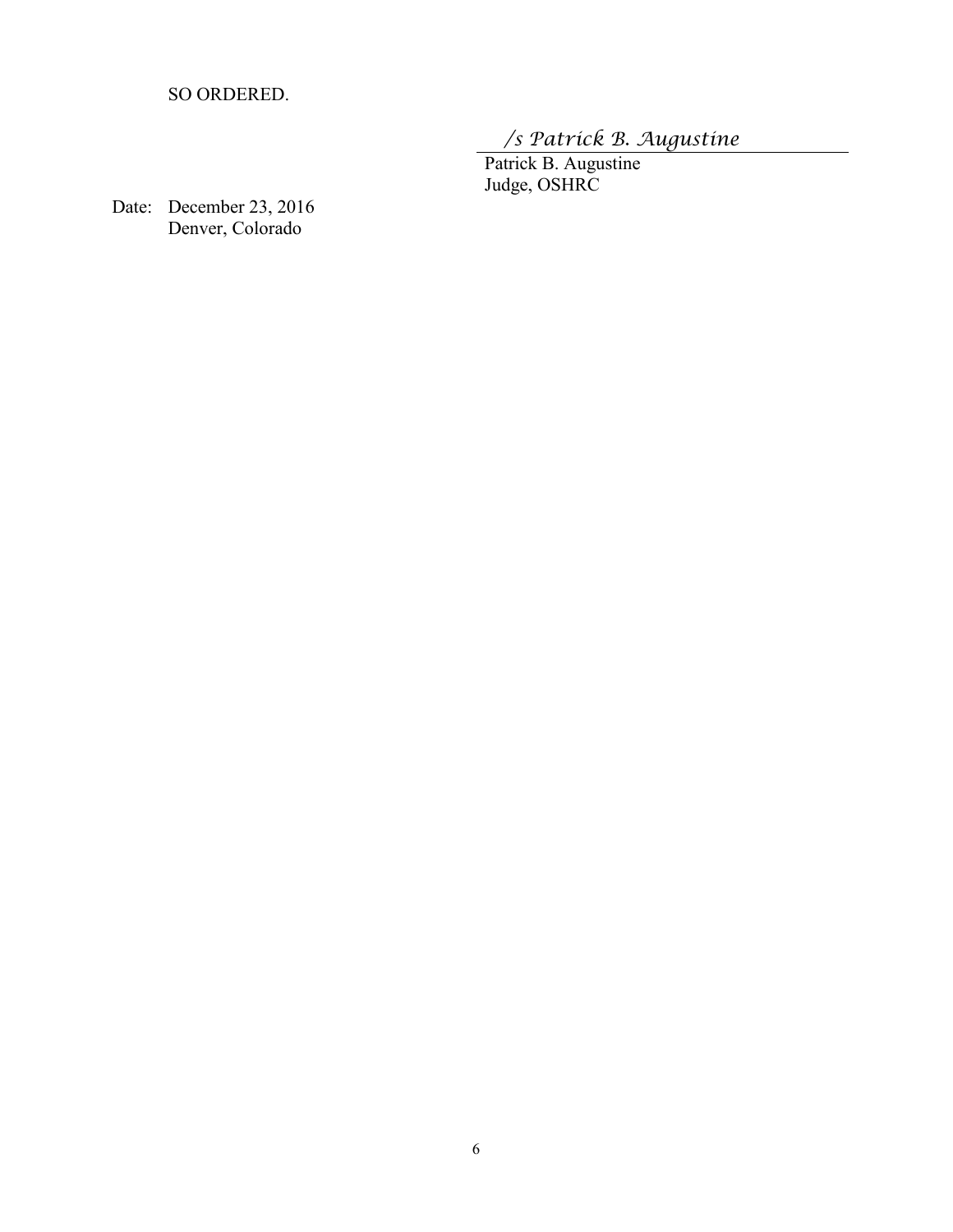SO ORDERED.

*/s Patrick B. Augustine*

Patrick B. Augustine
Judge, OSHRC

Date: December 23, 2016
Denver, Colorado